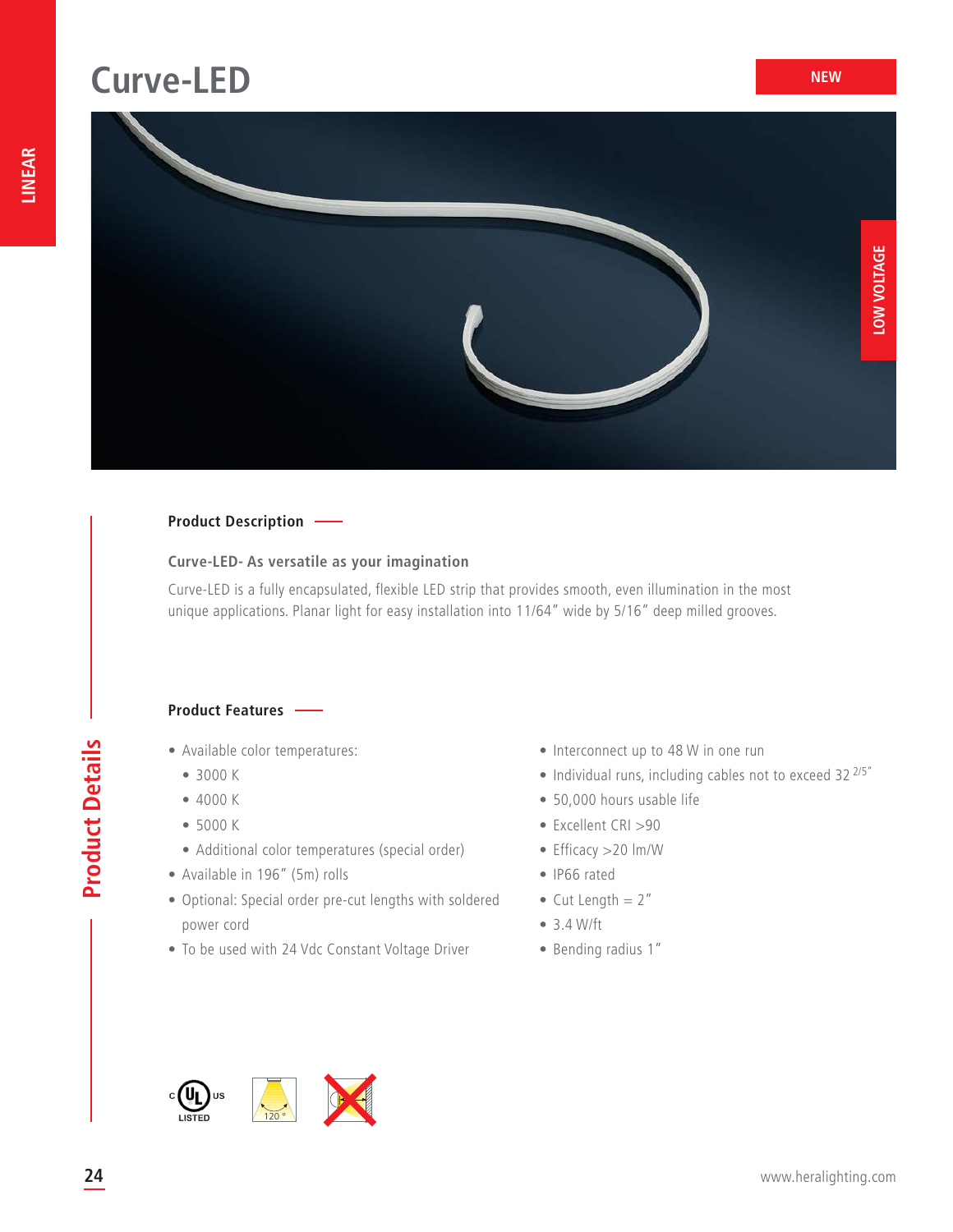# Curve-LED

NEW

LINEAR

LOW VOLTAGE

Product Details

## Product Description

### Curve-LED- As versatile as your imagination

Curve-LED is a fully encapsulated, flexible LED strip that provides smooth, even illumination in the most unique applications. Planar light for easy installation into 11/64" wide by 5/16" deep milled grooves.

## Product Features

- Available color temperatures:
  - 3000 K
  - 4000 K
  - 5000 K
  - Additional color temperatures (special order)
- Available in 196" (5m) rolls
- Optional: Special order pre-cut lengths with soldered power cord
- To be used with 24 Vdc Constant Voltage Driver
- Interconnect up to 48 W in one run
- Individual runs, including cables not to exceed 32 2/5"
- 50,000 hours usable life
- Excellent CRI >90
- Efficacy >20 lm/W
- IP66 rated
- Cut Length = 2"
- 3.4 W/ft
- Bending radius 1"

c UL us LISTED

120 °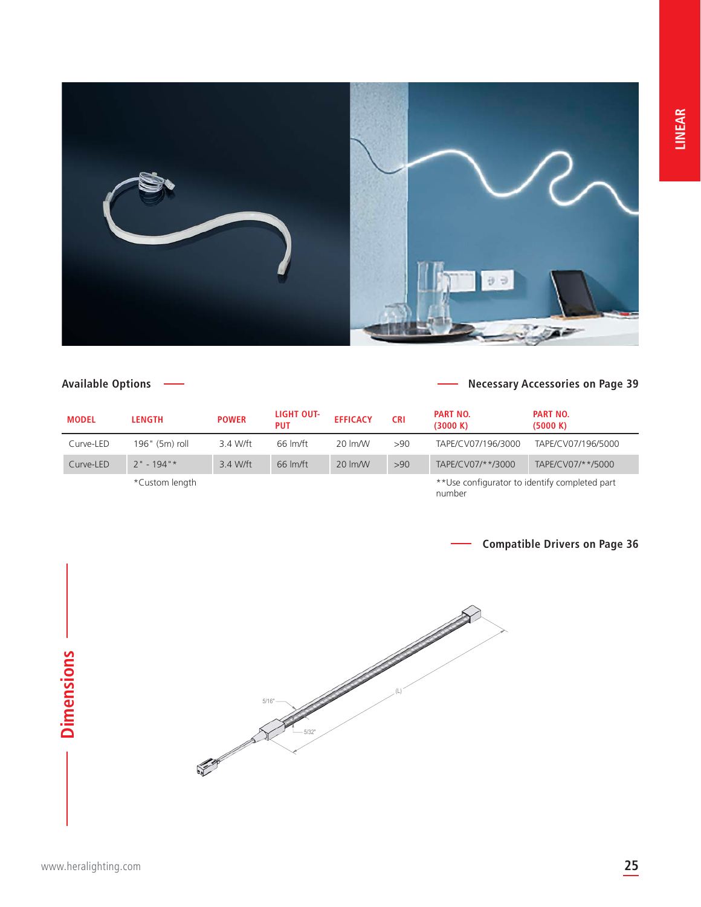## Available Options

Necessary Accessories on Page 39

| MODEL | LENGTH | POWER | LIGHT OUTPUT | EFFICACY | CRI | PART NO. (3000 K) | PART NO. (5000 K) |
|---|---|---|---|---|---|---|---|
| Curve-LED | 196" (5m) roll | 3.4 W/ft | 66 lm/ft | 20 lm/W | >90 | TAPE/CV07/196/3000 | TAPE/CV07/196/5000 |
| Curve-LED | 2" - 194"* | 3.4 W/ft | 66 lm/ft | 20 lm/W | >90 | TAPE/CV07/**/3000 | TAPE/CV07/**/5000 |
| | *Custom length | | | | | **Use configurator to identify completed part number | |

Compatible Drivers on Page 36

## Dimensions

5/16"

5/32"

(L)

www.heralighting.com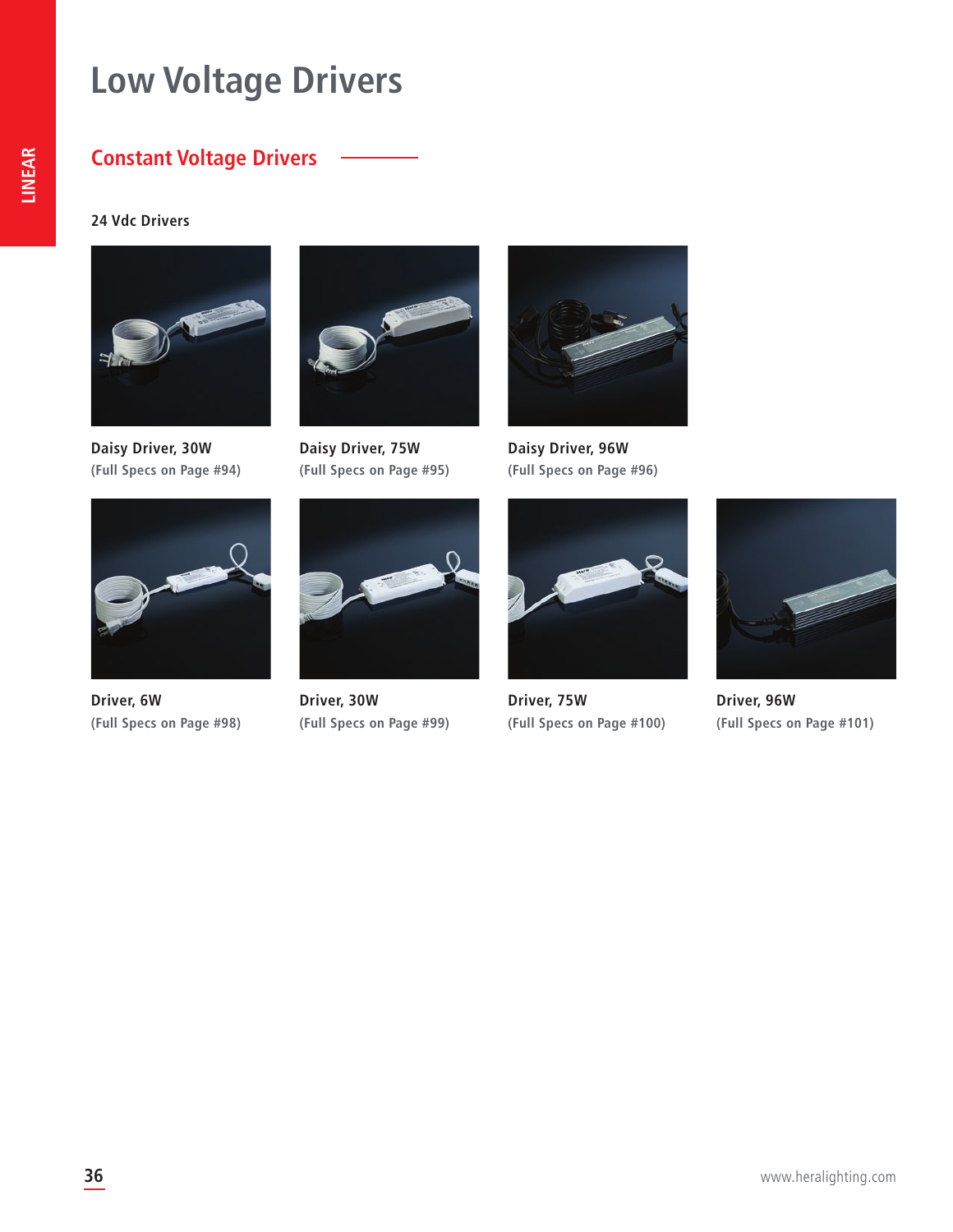# Low Voltage Drivers

## Constant Voltage Drivers

### 24 Vdc Drivers

**Daisy Driver, 30W**
(Full Specs on Page #94)

**Daisy Driver, 75W**
(Full Specs on Page #95)

**Daisy Driver, 96W**
(Full Specs on Page #96)

**Driver, 6W**
(Full Specs on Page #98)

**Driver, 30W**
(Full Specs on Page #99)

**Driver, 75W**
(Full Specs on Page #100)

**Driver, 96W**
(Full Specs on Page #101)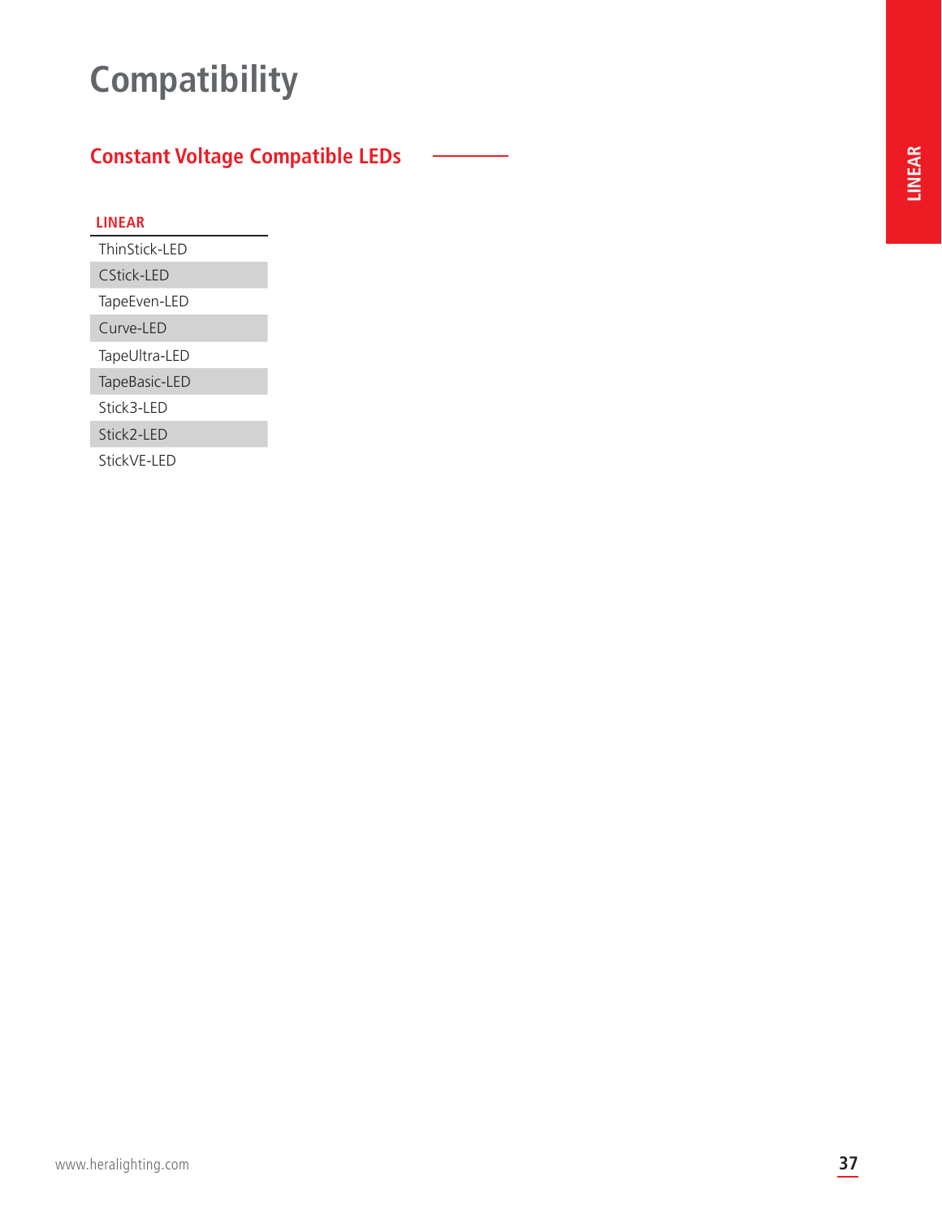# Compatibility

## Constant Voltage Compatible LEDs

| LINEAR |
| --- |
| ThinStick-LED |
| CStick-LED |
| TapeEven-LED |
| Curve-LED |
| TapeUltra-LED |
| TapeBasic-LED |
| Stick3-LED |
| Stick2-LED |
| StickVE-LED |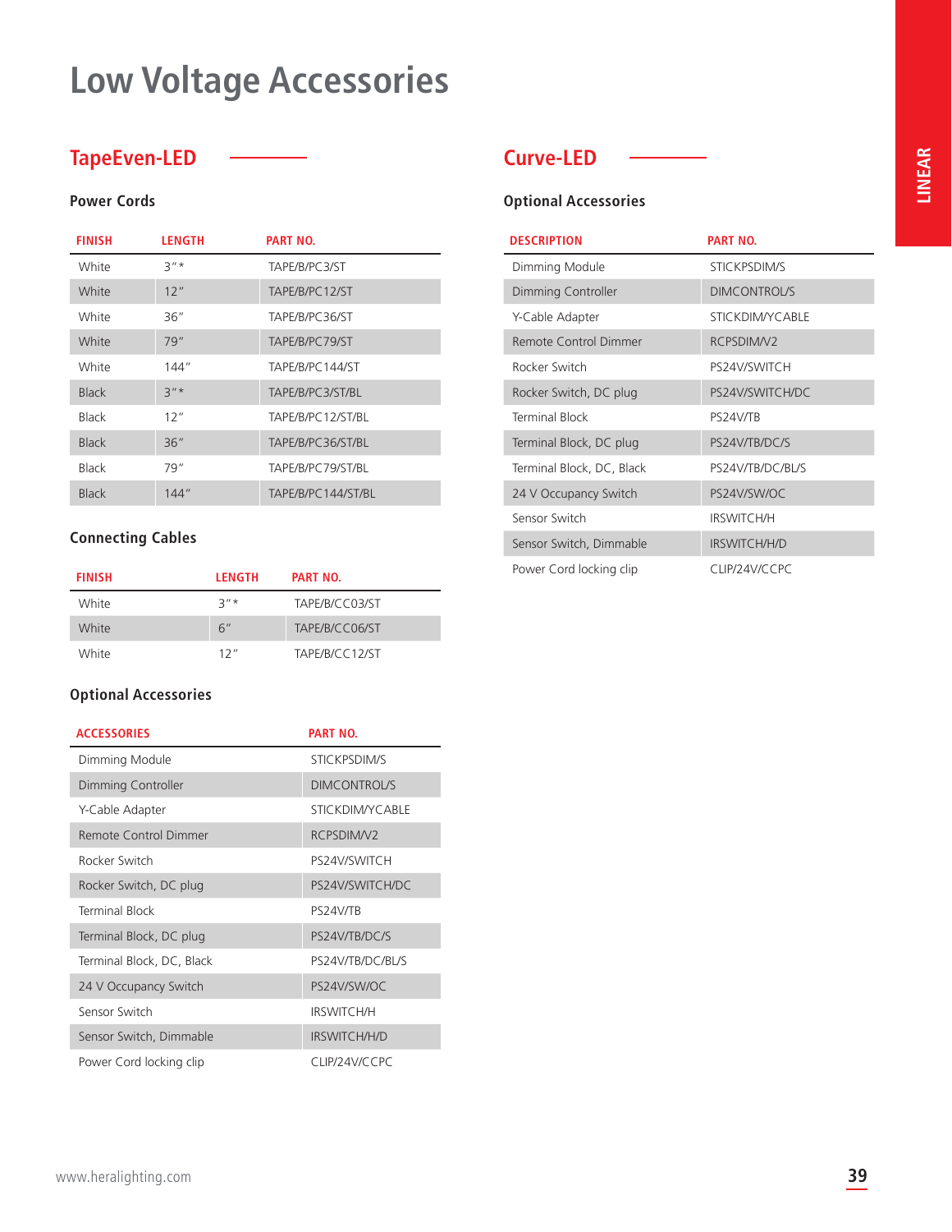# Low Voltage Accessories

## TapeEven-LED

### Power Cords

| FINISH | LENGTH | PART NO. |
|---|---|---|
| White | 3"* | TAPE/B/PC3/ST |
| White | 12" | TAPE/B/PC12/ST |
| White | 36" | TAPE/B/PC36/ST |
| White | 79" | TAPE/B/PC79/ST |
| White | 144" | TAPE/B/PC144/ST |
| Black | 3"* | TAPE/B/PC3/ST/BL |
| Black | 12" | TAPE/B/PC12/ST/BL |
| Black | 36" | TAPE/B/PC36/ST/BL |
| Black | 79" | TAPE/B/PC79/ST/BL |
| Black | 144" | TAPE/B/PC144/ST/BL |

### Connecting Cables

| FINISH | LENGTH | PART NO. |
|---|---|---|
| White | 3"* | TAPE/B/CC03/ST |
| White | 6" | TAPE/B/CC06/ST |
| White | 12" | TAPE/B/CC12/ST |

### Optional Accessories

| ACCESSORIES | PART NO. |
|---|---|
| Dimming Module | STICKPSDIM/S |
| Dimming Controller | DIMCONTROL/S |
| Y-Cable Adapter | STICKDIM/YCABLE |
| Remote Control Dimmer | RCPSDIM/V2 |
| Rocker Switch | PS24V/SWITCH |
| Rocker Switch, DC plug | PS24V/SWITCH/DC |
| Terminal Block | PS24V/TB |
| Terminal Block, DC plug | PS24V/TB/DC/S |
| Terminal Block, DC, Black | PS24V/TB/DC/BL/S |
| 24 V Occupancy Switch | PS24V/SW/OC |
| Sensor Switch | IRSWITCH/H |
| Sensor Switch, Dimmable | IRSWITCH/H/D |
| Power Cord locking clip | CLIP/24V/CCPC |

## Curve-LED

### Optional Accessories

| DESCRIPTION | PART NO. |
|---|---|
| Dimming Module | STICKPSDIM/S |
| Dimming Controller | DIMCONTROL/S |
| Y-Cable Adapter | STICKDIM/YCABLE |
| Remote Control Dimmer | RCPSDIM/V2 |
| Rocker Switch | PS24V/SWITCH |
| Rocker Switch, DC plug | PS24V/SWITCH/DC |
| Terminal Block | PS24V/TB |
| Terminal Block, DC plug | PS24V/TB/DC/S |
| Terminal Block, DC, Black | PS24V/TB/DC/BL/S |
| 24 V Occupancy Switch | PS24V/SW/OC |
| Sensor Switch | IRSWITCH/H |
| Sensor Switch, Dimmable | IRSWITCH/H/D |
| Power Cord locking clip | CLIP/24V/CCPC |